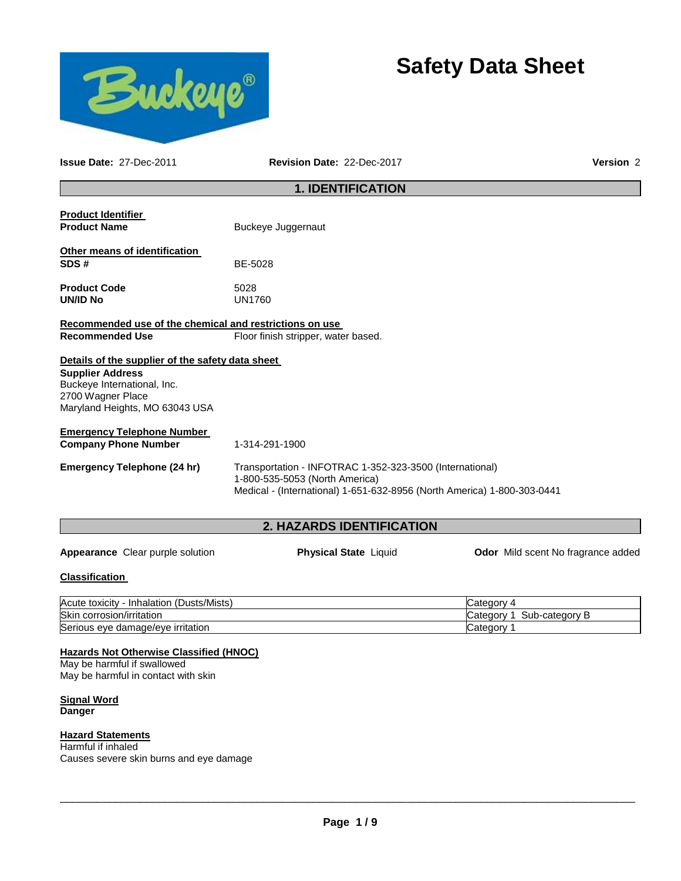# Safety Data Sheet

**Issue Date:** 27-Dec-2011 **Revision Date:** 22-Dec-2017 **Version** 2

## 1. IDENTIFICATION

**Product Identifier**

**Product Name** Buckeye Juggernaut

**Other means of identification**

**SDS #** BE-5028

**Product Code** 5028

**UN/ID No** UN1760

**Recommended use of the chemical and restrictions on use**

**Recommended Use** Floor finish stripper, water based.

**Details of the supplier of the safety data sheet**

**Supplier Address**
Buckeye International, Inc.
2700 Wagner Place
Maryland Heights, MO 63043 USA

**Emergency Telephone Number**

**Company Phone Number** 1-314-291-1900

**Emergency Telephone (24 hr)** Transportation - INFOTRAC 1-352-323-3500 (International)
1-800-535-5053 (North America)
Medical - (International) 1-651-632-8956 (North America) 1-800-303-0441

## 2. HAZARDS IDENTIFICATION

**Appearance** Clear purple solution **Physical State** Liquid **Odor** Mild scent No fragrance added

**Classification**

| Hazard | Category |
|---|---|
| Acute toxicity - Inhalation (Dusts/Mists) | Category 4 |
| Skin corrosion/irritation | Category 1 Sub-category B |
| Serious eye damage/eye irritation | Category 1 |

**Hazards Not Otherwise Classified (HNOC)**

May be harmful if swallowed
May be harmful in contact with skin

**Signal Word**

**Danger**

**Hazard Statements**

Harmful if inhaled
Causes severe skin burns and eye damage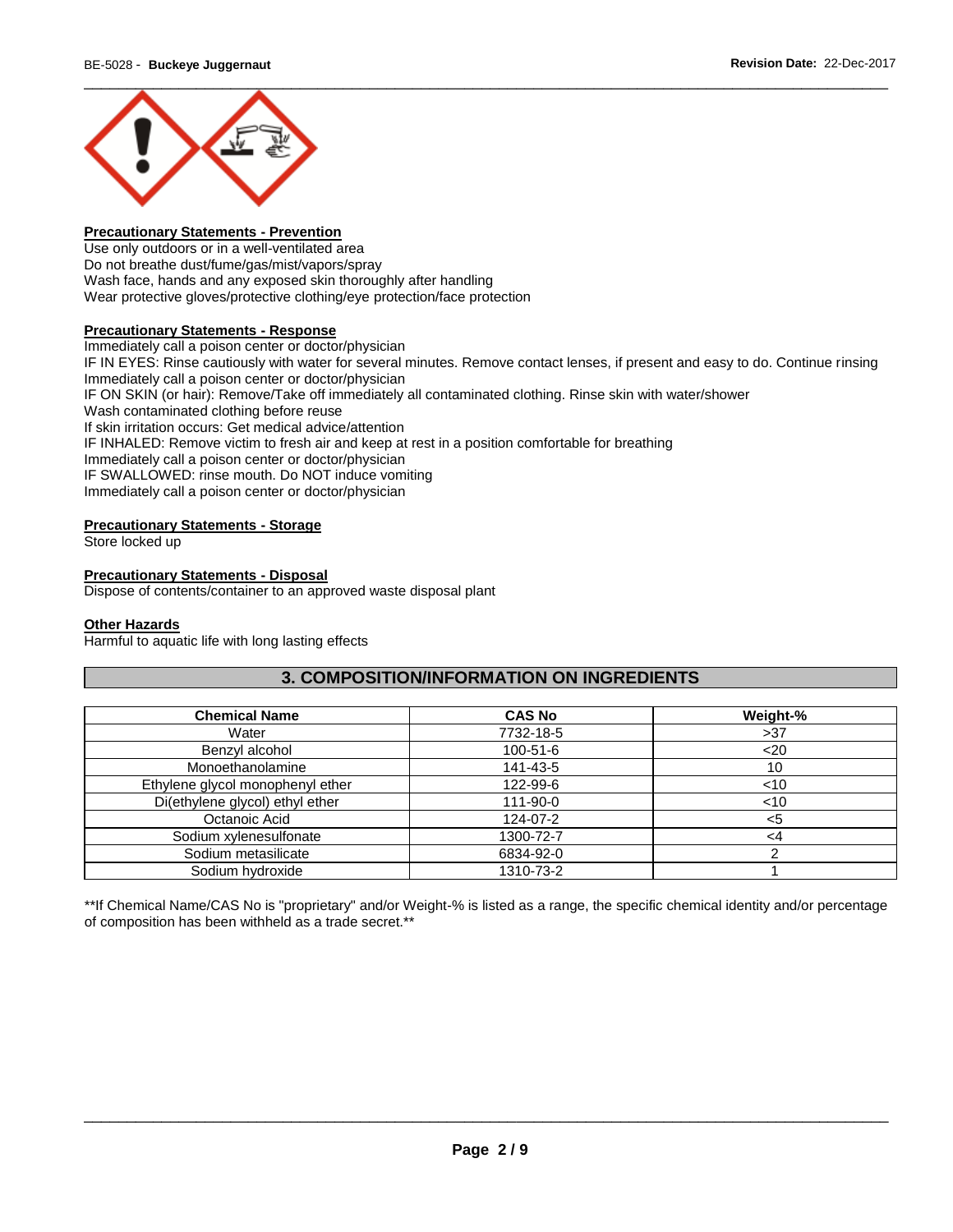**Precautionary Statements - Prevention**

Use only outdoors or in a well-ventilated area
Do not breathe dust/fume/gas/mist/vapors/spray
Wash face, hands and any exposed skin thoroughly after handling
Wear protective gloves/protective clothing/eye protection/face protection

**Precautionary Statements - Response**

Immediately call a poison center or doctor/physician
IF IN EYES: Rinse cautiously with water for several minutes. Remove contact lenses, if present and easy to do. Continue rinsing
Immediately call a poison center or doctor/physician
IF ON SKIN (or hair): Remove/Take off immediately all contaminated clothing. Rinse skin with water/shower
Wash contaminated clothing before reuse
If skin irritation occurs: Get medical advice/attention
IF INHALED: Remove victim to fresh air and keep at rest in a position comfortable for breathing
Immediately call a poison center or doctor/physician
IF SWALLOWED: rinse mouth. Do NOT induce vomiting
Immediately call a poison center or doctor/physician

**Precautionary Statements - Storage**

Store locked up

**Precautionary Statements - Disposal**

Dispose of contents/container to an approved waste disposal plant

**Other Hazards**

Harmful to aquatic life with long lasting effects

## 3. COMPOSITION/INFORMATION ON INGREDIENTS

| Chemical Name | CAS No | Weight-% |
|---|---|---|
| Water | 7732-18-5 | >37 |
| Benzyl alcohol | 100-51-6 | <20 |
| Monoethanolamine | 141-43-5 | 10 |
| Ethylene glycol monophenyl ether | 122-99-6 | <10 |
| Di(ethylene glycol) ethyl ether | 111-90-0 | <10 |
| Octanoic Acid | 124-07-2 | <5 |
| Sodium xylenesulfonate | 1300-72-7 | <4 |
| Sodium metasilicate | 6834-92-0 | 2 |
| Sodium hydroxide | 1310-73-2 | 1 |

**If Chemical Name/CAS No is "proprietary" and/or Weight-% is listed as a range, the specific chemical identity and/or percentage of composition has been withheld as a trade secret.**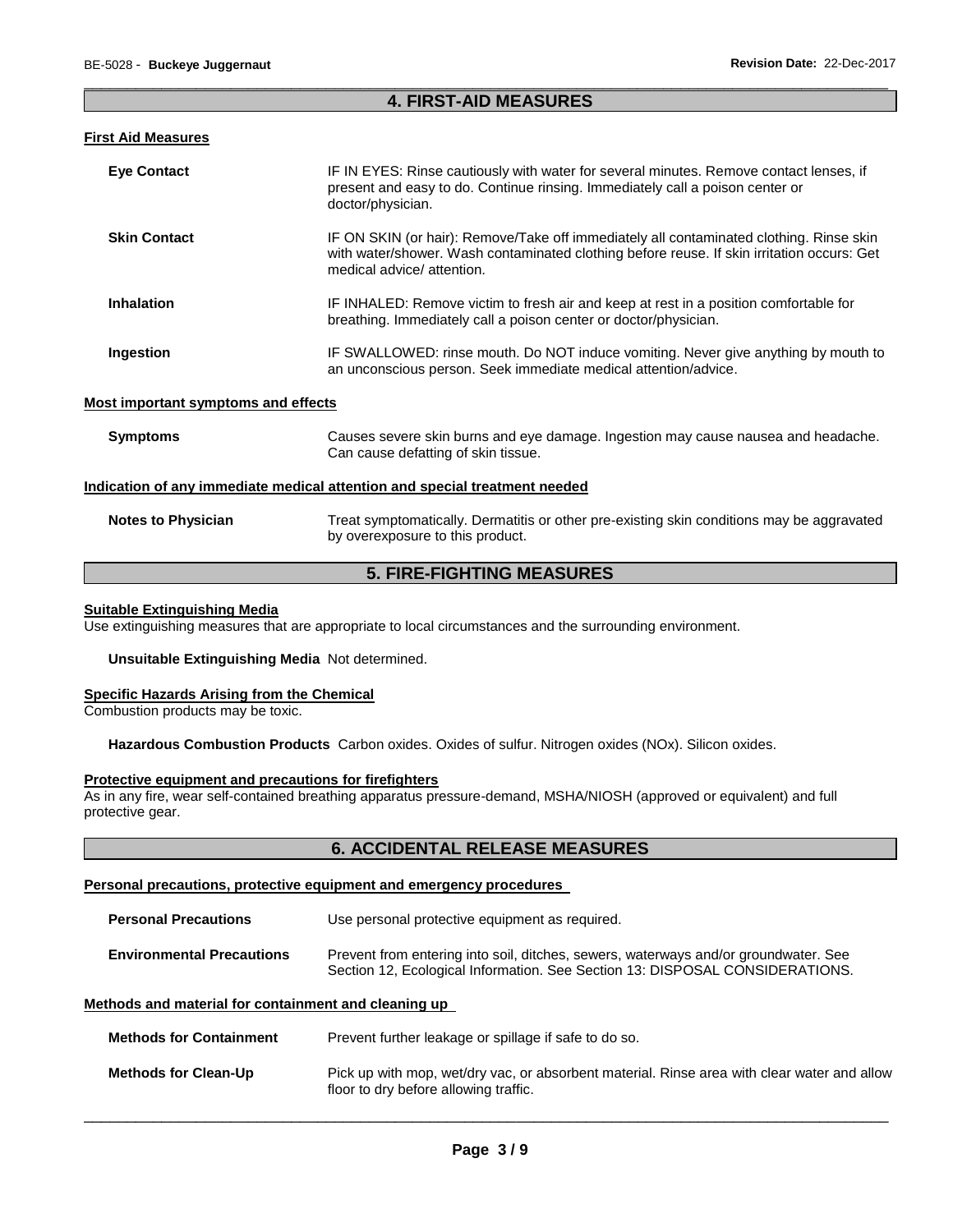## 4. FIRST-AID MEASURES

### First Aid Measures

| | |
|---|---|
| **Eye Contact** | IF IN EYES: Rinse cautiously with water for several minutes. Remove contact lenses, if present and easy to do. Continue rinsing. Immediately call a poison center or doctor/physician. |
| **Skin Contact** | IF ON SKIN (or hair): Remove/Take off immediately all contaminated clothing. Rinse skin with water/shower. Wash contaminated clothing before reuse. If skin irritation occurs: Get medical advice/ attention. |
| **Inhalation** | IF INHALED: Remove victim to fresh air and keep at rest in a position comfortable for breathing. Immediately call a poison center or doctor/physician. |
| **Ingestion** | IF SWALLOWED: rinse mouth. Do NOT induce vomiting. Never give anything by mouth to an unconscious person. Seek immediate medical attention/advice. |

### Most important symptoms and effects

| | |
|---|---|
| **Symptoms** | Causes severe skin burns and eye damage. Ingestion may cause nausea and headache. Can cause defatting of skin tissue. |

### Indication of any immediate medical attention and special treatment needed

| | |
|---|---|
| **Notes to Physician** | Treat symptomatically. Dermatitis or other pre-existing skin conditions may be aggravated by overexposure to this product. |

## 5. FIRE-FIGHTING MEASURES

### Suitable Extinguishing Media

Use extinguishing measures that are appropriate to local circumstances and the surrounding environment.

**Unsuitable Extinguishing Media** Not determined.

### Specific Hazards Arising from the Chemical

Combustion products may be toxic.

**Hazardous Combustion Products** Carbon oxides. Oxides of sulfur. Nitrogen oxides (NOx). Silicon oxides.

### Protective equipment and precautions for firefighters

As in any fire, wear self-contained breathing apparatus pressure-demand, MSHA/NIOSH (approved or equivalent) and full protective gear.

## 6. ACCIDENTAL RELEASE MEASURES

### Personal precautions, protective equipment and emergency procedures

| | |
|---|---|
| **Personal Precautions** | Use personal protective equipment as required. |
| **Environmental Precautions** | Prevent from entering into soil, ditches, sewers, waterways and/or groundwater. See Section 12, Ecological Information. See Section 13: DISPOSAL CONSIDERATIONS. |

### Methods and material for containment and cleaning up

| | |
|---|---|
| **Methods for Containment** | Prevent further leakage or spillage if safe to do so. |
| **Methods for Clean-Up** | Pick up with mop, wet/dry vac, or absorbent material. Rinse area with clear water and allow floor to dry before allowing traffic. |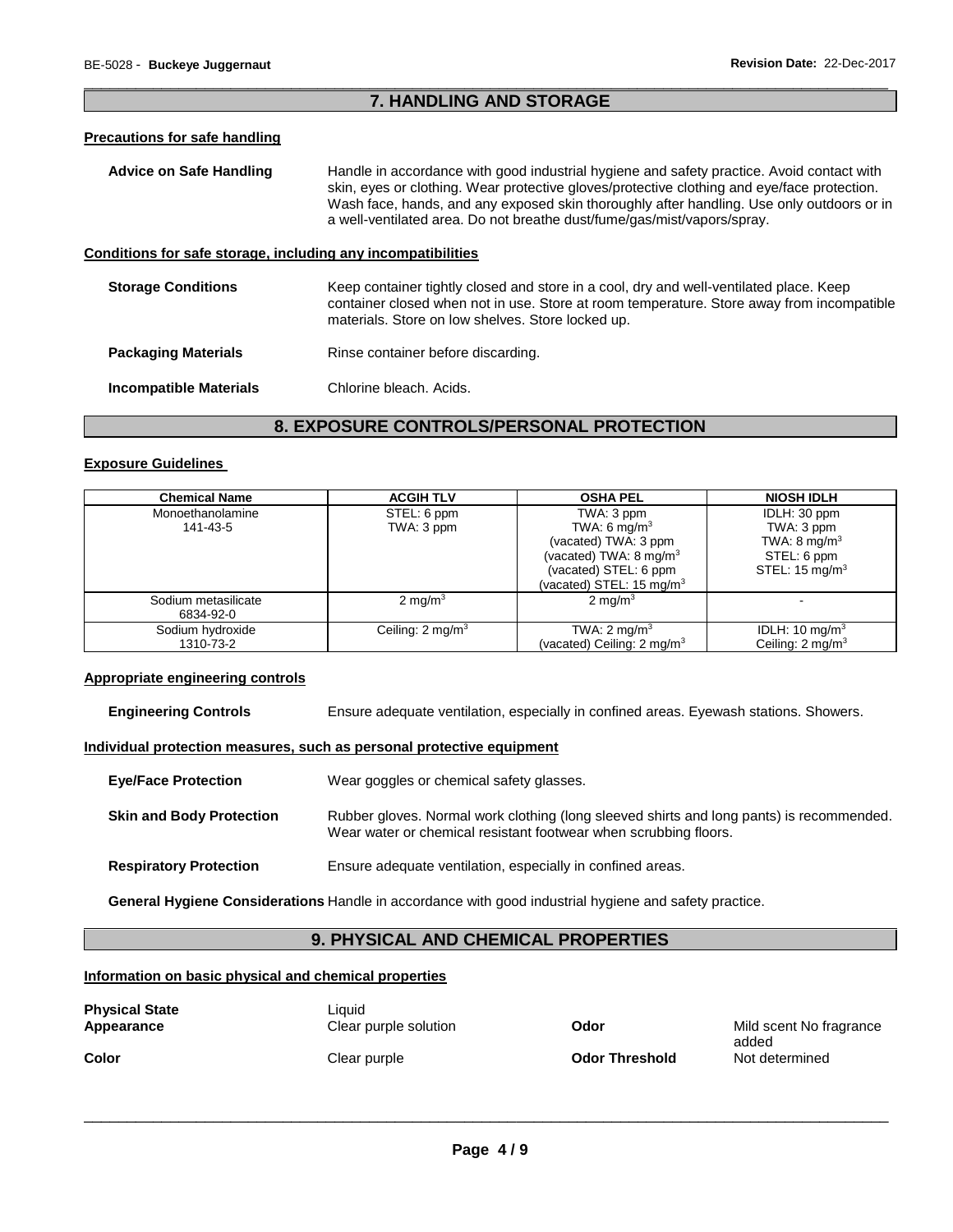## 7. HANDLING AND STORAGE

### Precautions for safe handling

**Advice on Safe Handling** Handle in accordance with good industrial hygiene and safety practice. Avoid contact with skin, eyes or clothing. Wear protective gloves/protective clothing and eye/face protection. Wash face, hands, and any exposed skin thoroughly after handling. Use only outdoors or in a well-ventilated area. Do not breathe dust/fume/gas/mist/vapors/spray.

### Conditions for safe storage, including any incompatibilities

**Storage Conditions** Keep container tightly closed and store in a cool, dry and well-ventilated place. Keep container closed when not in use. Store at room temperature. Store away from incompatible materials. Store on low shelves. Store locked up.

**Packaging Materials** Rinse container before discarding.

**Incompatible Materials** Chlorine bleach. Acids.

## 8. EXPOSURE CONTROLS/PERSONAL PROTECTION

### Exposure Guidelines

| Chemical Name | ACGIH TLV | OSHA PEL | NIOSH IDLH |
|---|---|---|---|
| Monoethanolamine<br>141-43-5 | STEL: 6 ppm<br>TWA: 3 ppm | TWA: 3 ppm<br>TWA: 6 mg/m$^3$<br>(vacated) TWA: 3 ppm<br>(vacated) TWA: 8 mg/m$^3$<br>(vacated) STEL: 6 ppm<br>(vacated) STEL: 15 mg/m$^3$ | IDLH: 30 ppm<br>TWA: 3 ppm<br>TWA: 8 mg/m$^3$<br>STEL: 6 ppm<br>STEL: 15 mg/m$^3$ |
| Sodium metasilicate<br>6834-92-0 | 2 mg/m$^3$ | 2 mg/m$^3$ | - |
| Sodium hydroxide<br>1310-73-2 | Ceiling: 2 mg/m$^3$ | TWA: 2 mg/m$^3$<br>(vacated) Ceiling: 2 mg/m$^3$ | IDLH: 10 mg/m$^3$<br>Ceiling: 2 mg/m$^3$ |

### Appropriate engineering controls

**Engineering Controls** Ensure adequate ventilation, especially in confined areas. Eyewash stations. Showers.

### Individual protection measures, such as personal protective equipment

**Eye/Face Protection** Wear goggles or chemical safety glasses.

**Skin and Body Protection** Rubber gloves. Normal work clothing (long sleeved shirts and long pants) is recommended. Wear water or chemical resistant footwear when scrubbing floors.

**Respiratory Protection** Ensure adequate ventilation, especially in confined areas.

**General Hygiene Considerations** Handle in accordance with good industrial hygiene and safety practice.

## 9. PHYSICAL AND CHEMICAL PROPERTIES

### Information on basic physical and chemical properties

| | | | |
|---|---|---|---|
| **Physical State** | Liquid | | |
| **Appearance** | Clear purple solution | **Odor** | Mild scent No fragrance added |
| **Color** | Clear purple | **Odor Threshold** | Not determined |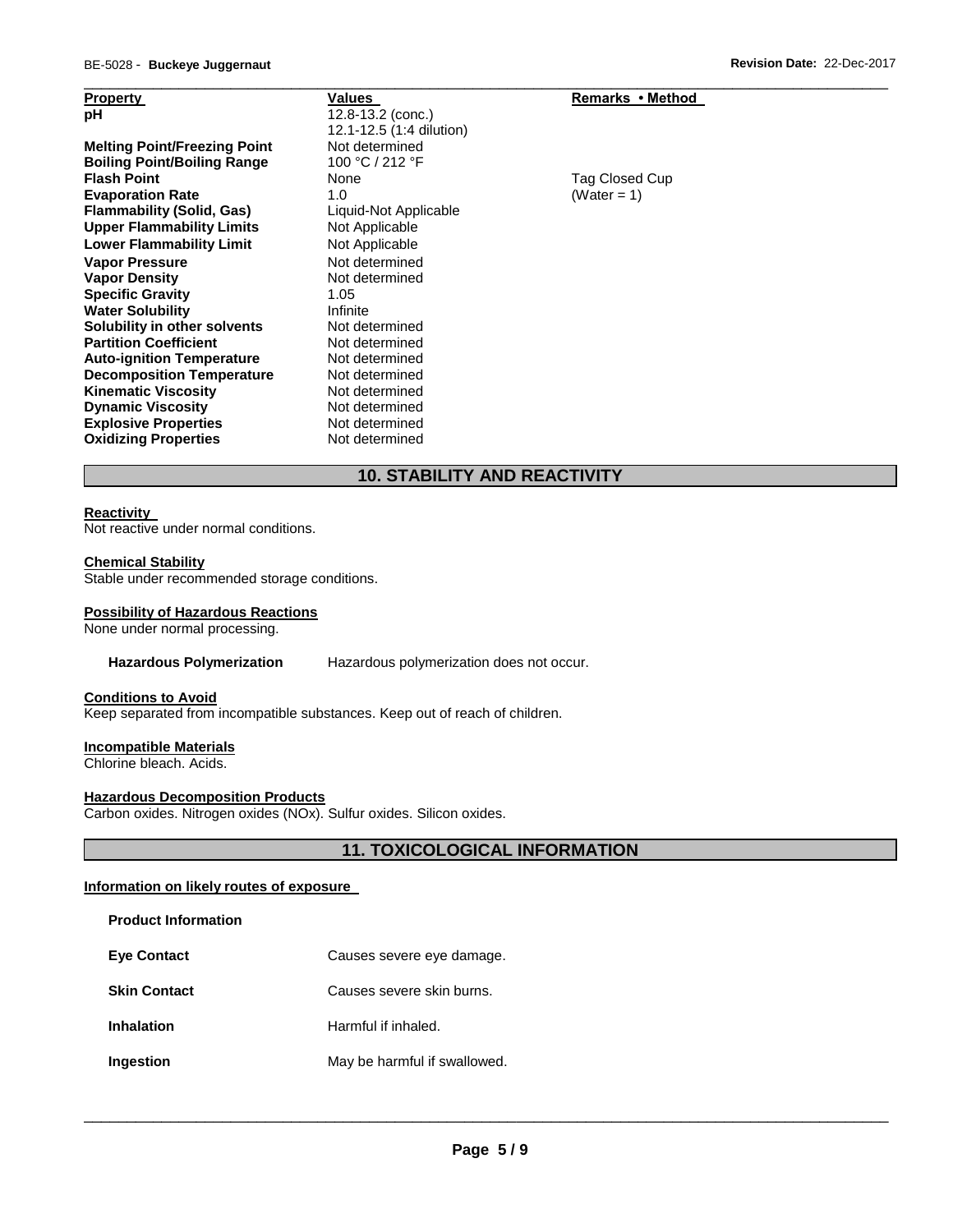| Property | Values | Remarks • Method |
| --- | --- | --- |
| **pH** | 12.8-13.2 (conc.)<br>12.1-12.5 (1:4 dilution) | |
| **Melting Point/Freezing Point** | Not determined | |
| **Boiling Point/Boiling Range** | 100 °C / 212 °F | |
| **Flash Point** | None | Tag Closed Cup |
| **Evaporation Rate** | 1.0 | (Water = 1) |
| **Flammability (Solid, Gas)** | Liquid-Not Applicable | |
| **Upper Flammability Limits** | Not Applicable | |
| **Lower Flammability Limit** | Not Applicable | |
| **Vapor Pressure** | Not determined | |
| **Vapor Density** | Not determined | |
| **Specific Gravity** | 1.05 | |
| **Water Solubility** | Infinite | |
| **Solubility in other solvents** | Not determined | |
| **Partition Coefficient** | Not determined | |
| **Auto-ignition Temperature** | Not determined | |
| **Decomposition Temperature** | Not determined | |
| **Kinematic Viscosity** | Not determined | |
| **Dynamic Viscosity** | Not determined | |
| **Explosive Properties** | Not determined | |
| **Oxidizing Properties** | Not determined | |

## 10. STABILITY AND REACTIVITY

**Reactivity**

Not reactive under normal conditions.

**Chemical Stability**

Stable under recommended storage conditions.

**Possibility of Hazardous Reactions**

None under normal processing.

**Hazardous Polymerization** Hazardous polymerization does not occur.

**Conditions to Avoid**

Keep separated from incompatible substances. Keep out of reach of children.

**Incompatible Materials**

Chlorine bleach. Acids.

**Hazardous Decomposition Products**

Carbon oxides. Nitrogen oxides (NOx). Sulfur oxides. Silicon oxides.

## 11. TOXICOLOGICAL INFORMATION

**Information on likely routes of exposure**

**Product Information**

**Eye Contact** Causes severe eye damage.

**Skin Contact** Causes severe skin burns.

**Inhalation** Harmful if inhaled.

**Ingestion** May be harmful if swallowed.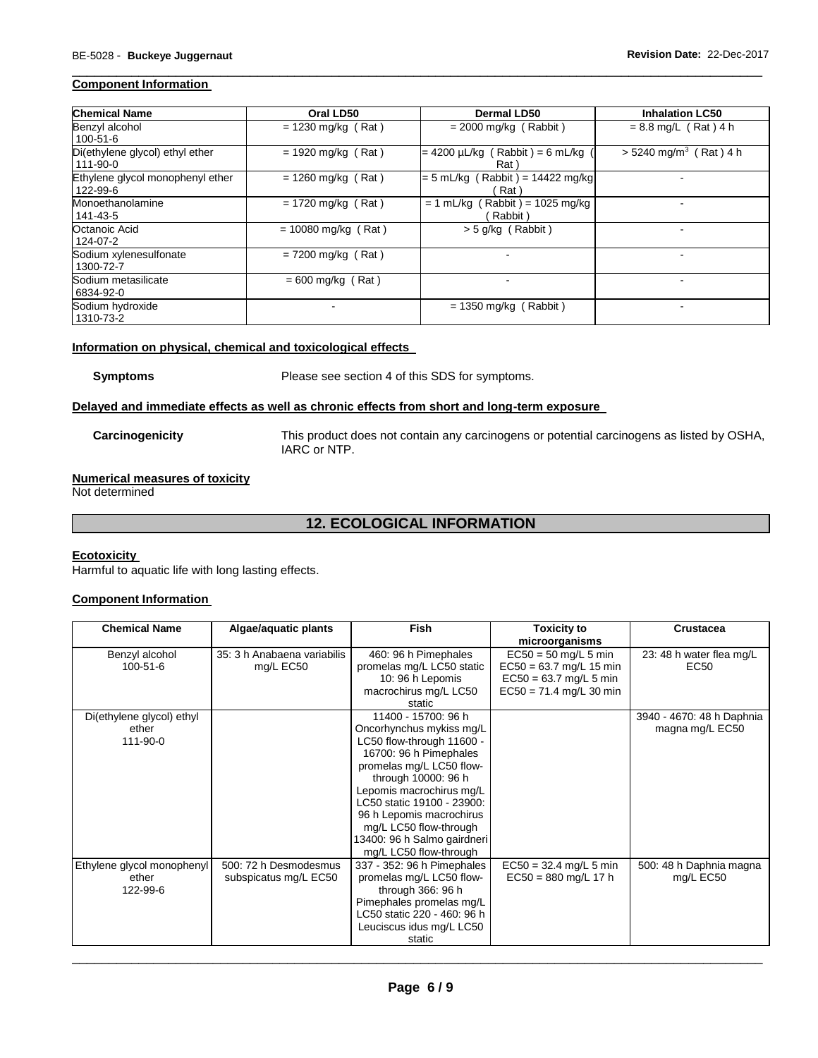**Component Information**

| Chemical Name | Oral LD50 | Dermal LD50 | Inhalation LC50 |
|---|---|---|---|
| Benzyl alcohol<br>100-51-6 | = 1230 mg/kg ( Rat ) | = 2000 mg/kg ( Rabbit ) | = 8.8 mg/L ( Rat ) 4 h |
| Di(ethylene glycol) ethyl ether<br>111-90-0 | = 1920 mg/kg ( Rat ) | = 4200 µL/kg ( Rabbit ) = 6 mL/kg ( Rat ) | > 5240 mg/m$^3$ ( Rat ) 4 h |
| Ethylene glycol monophenyl ether<br>122-99-6 | = 1260 mg/kg ( Rat ) | = 5 mL/kg ( Rabbit ) = 14422 mg/kg ( Rat ) | - |
| Monoethanolamine<br>141-43-5 | = 1720 mg/kg ( Rat ) | = 1 mL/kg ( Rabbit ) = 1025 mg/kg ( Rabbit ) | - |
| Octanoic Acid<br>124-07-2 | = 10080 mg/kg ( Rat ) | > 5 g/kg ( Rabbit ) | - |
| Sodium xylenesulfonate<br>1300-72-7 | = 7200 mg/kg ( Rat ) | - | - |
| Sodium metasilicate<br>6834-92-0 | = 600 mg/kg ( Rat ) | - | - |
| Sodium hydroxide<br>1310-73-2 | - | = 1350 mg/kg ( Rabbit ) | - |

**Information on physical, chemical and toxicological effects**

**Symptoms** Please see section 4 of this SDS for symptoms.

**Delayed and immediate effects as well as chronic effects from short and long-term exposure**

**Carcinogenicity** This product does not contain any carcinogens or potential carcinogens as listed by OSHA, IARC or NTP.

**Numerical measures of toxicity**

Not determined

## 12. ECOLOGICAL INFORMATION

**Ecotoxicity**

Harmful to aquatic life with long lasting effects.

**Component Information**

| Chemical Name | Algae/aquatic plants | Fish | Toxicity to microorganisms | Crustacea |
|---|---|---|---|---|
| Benzyl alcohol<br>100-51-6 | 35: 3 h Anabaena variabilis mg/L EC50 | 460: 96 h Pimephales promelas mg/L LC50 static 10: 96 h Lepomis macrochirus mg/L LC50 static | EC50 = 50 mg/L 5 min<br>EC50 = 63.7 mg/L 15 min<br>EC50 = 63.7 mg/L 5 min<br>EC50 = 71.4 mg/L 30 min | 23: 48 h water flea mg/L EC50 |
| Di(ethylene glycol) ethyl ether<br>111-90-0 | | 11400 - 15700: 96 h Oncorhynchus mykiss mg/L LC50 flow-through 11600 - 16700: 96 h Pimephales promelas mg/L LC50 flow-through 10000: 96 h Lepomis macrochirus mg/L LC50 static 19100 - 23900: 96 h Lepomis macrochirus mg/L LC50 flow-through 13400: 96 h Salmo gairdneri mg/L LC50 flow-through | | 3940 - 4670: 48 h Daphnia magna mg/L EC50 |
| Ethylene glycol monophenyl ether<br>122-99-6 | 500: 72 h Desmodesmus subspicatus mg/L EC50 | 337 - 352: 96 h Pimephales promelas mg/L LC50 flow-through 366: 96 h Pimephales promelas mg/L LC50 static 220 - 460: 96 h Leuciscus idus mg/L LC50 static | EC50 = 32.4 mg/L 5 min<br>EC50 = 880 mg/L 17 h | 500: 48 h Daphnia magna mg/L EC50 |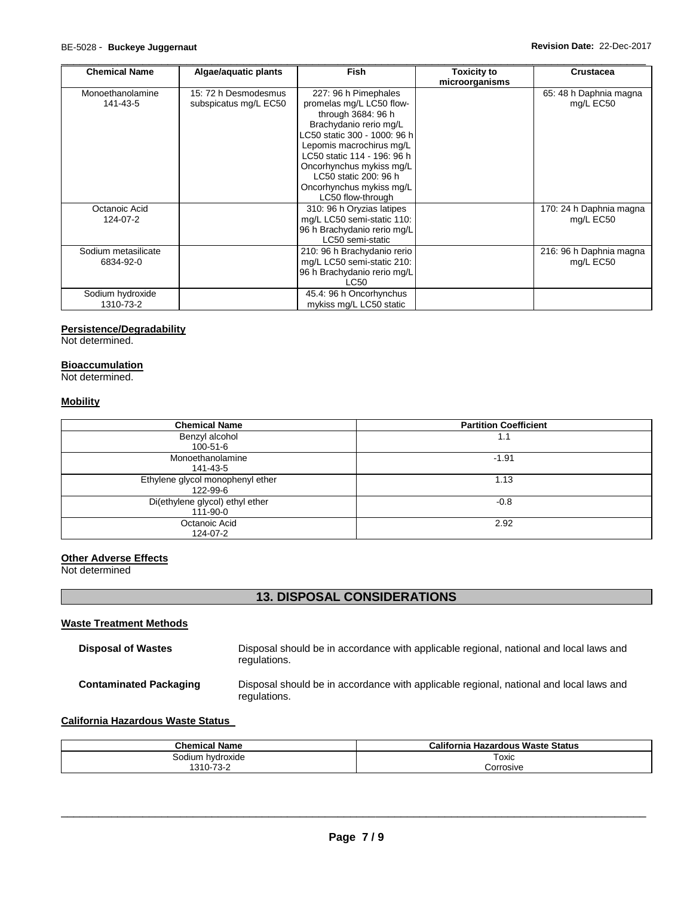| Chemical Name | Algae/aquatic plants | Fish | Toxicity to microorganisms | Crustacea |
|---|---|---|---|---|
| Monoethanolamine 141-43-5 | 15: 72 h Desmodesmus subspicatus mg/L EC50 | 227: 96 h Pimephales promelas mg/L LC50 flow-through 3684: 96 h Brachydanio rerio mg/L LC50 static 300 - 1000: 96 h Lepomis macrochirus mg/L LC50 static 114 - 196: 96 h Oncorhynchus mykiss mg/L LC50 static 200: 96 h Oncorhynchus mykiss mg/L LC50 flow-through | | 65: 48 h Daphnia magna mg/L EC50 |
| Octanoic Acid 124-07-2 | | 310: 96 h Oryzias latipes mg/L LC50 semi-static 110: 96 h Brachydanio rerio mg/L LC50 semi-static | | 170: 24 h Daphnia magna mg/L EC50 |
| Sodium metasilicate 6834-92-0 | | 210: 96 h Brachydanio rerio mg/L LC50 semi-static 210: 96 h Brachydanio rerio mg/L LC50 | | 216: 96 h Daphnia magna mg/L EC50 |
| Sodium hydroxide 1310-73-2 | | 45.4: 96 h Oncorhynchus mykiss mg/L LC50 static | | |

**Persistence/Degradability**

Not determined.

**Bioaccumulation**

Not determined.

**Mobility**

| Chemical Name | Partition Coefficient |
|---|---|
| Benzyl alcohol 100-51-6 | 1.1 |
| Monoethanolamine 141-43-5 | -1.91 |
| Ethylene glycol monophenyl ether 122-99-6 | 1.13 |
| Di(ethylene glycol) ethyl ether 111-90-0 | -0.8 |
| Octanoic Acid 124-07-2 | 2.92 |

**Other Adverse Effects**

Not determined

## 13. DISPOSAL CONSIDERATIONS

**Waste Treatment Methods**

**Disposal of Wastes** Disposal should be in accordance with applicable regional, national and local laws and regulations.

**Contaminated Packaging** Disposal should be in accordance with applicable regional, national and local laws and regulations.

**California Hazardous Waste Status**

| Chemical Name | California Hazardous Waste Status |
|---|---|
| Sodium hydroxide 1310-73-2 | Toxic Corrosive |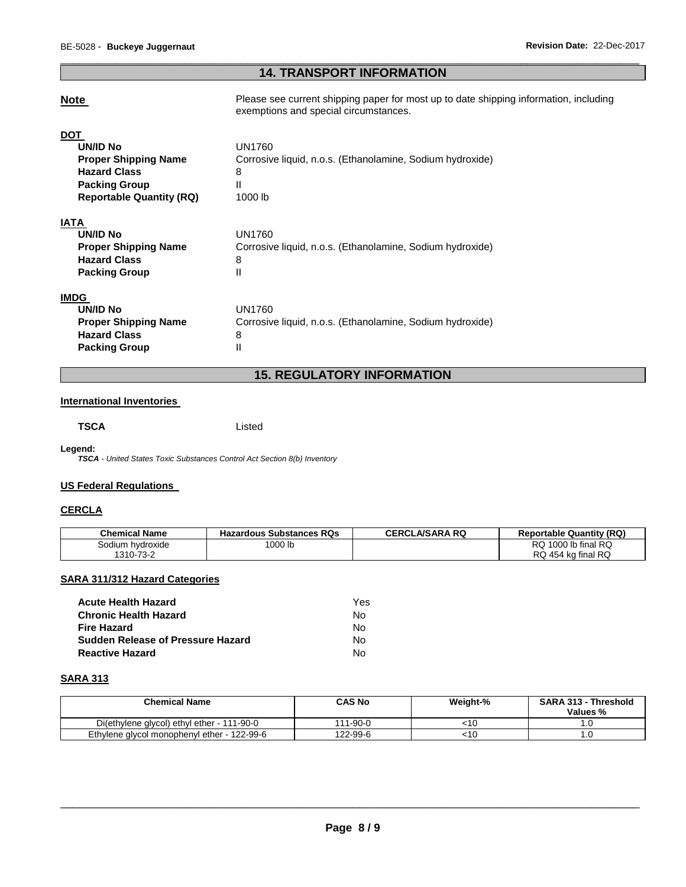## 14. TRANSPORT INFORMATION

**Note** Please see current shipping paper for most up to date shipping information, including exemptions and special circumstances.

**DOT**

| | |
|---|---|
| **UN/ID No** | UN1760 |
| **Proper Shipping Name** | Corrosive liquid, n.o.s. (Ethanolamine, Sodium hydroxide) |
| **Hazard Class** | 8 |
| **Packing Group** | II |
| **Reportable Quantity (RQ)** | 1000 lb |

**IATA**

| | |
|---|---|
| **UN/ID No** | UN1760 |
| **Proper Shipping Name** | Corrosive liquid, n.o.s. (Ethanolamine, Sodium hydroxide) |
| **Hazard Class** | 8 |
| **Packing Group** | II |

**IMDG**

| | |
|---|---|
| **UN/ID No** | UN1760 |
| **Proper Shipping Name** | Corrosive liquid, n.o.s. (Ethanolamine, Sodium hydroxide) |
| **Hazard Class** | 8 |
| **Packing Group** | II |

## 15. REGULATORY INFORMATION

**International Inventories**

**TSCA** Listed

**Legend:**
***TSCA** - United States Toxic Substances Control Act Section 8(b) Inventory*

**US Federal Regulations**

**CERCLA**

| Chemical Name | Hazardous Substances RQs | CERCLA/SARA RQ | Reportable Quantity (RQ) |
|---|---|---|---|
| Sodium hydroxide 1310-73-2 | 1000 lb | | RQ 1000 lb final RQ RQ 454 kg final RQ |

**SARA 311/312 Hazard Categories**

| | |
|---|---|
| **Acute Health Hazard** | Yes |
| **Chronic Health Hazard** | No |
| **Fire Hazard** | No |
| **Sudden Release of Pressure Hazard** | No |
| **Reactive Hazard** | No |

**SARA 313**

| Chemical Name | CAS No | Weight-% | SARA 313 - Threshold Values % |
|---|---|---|---|
| Di(ethylene glycol) ethyl ether - 111-90-0 | 111-90-0 | <10 | 1.0 |
| Ethylene glycol monophenyl ether - 122-99-6 | 122-99-6 | <10 | 1.0 |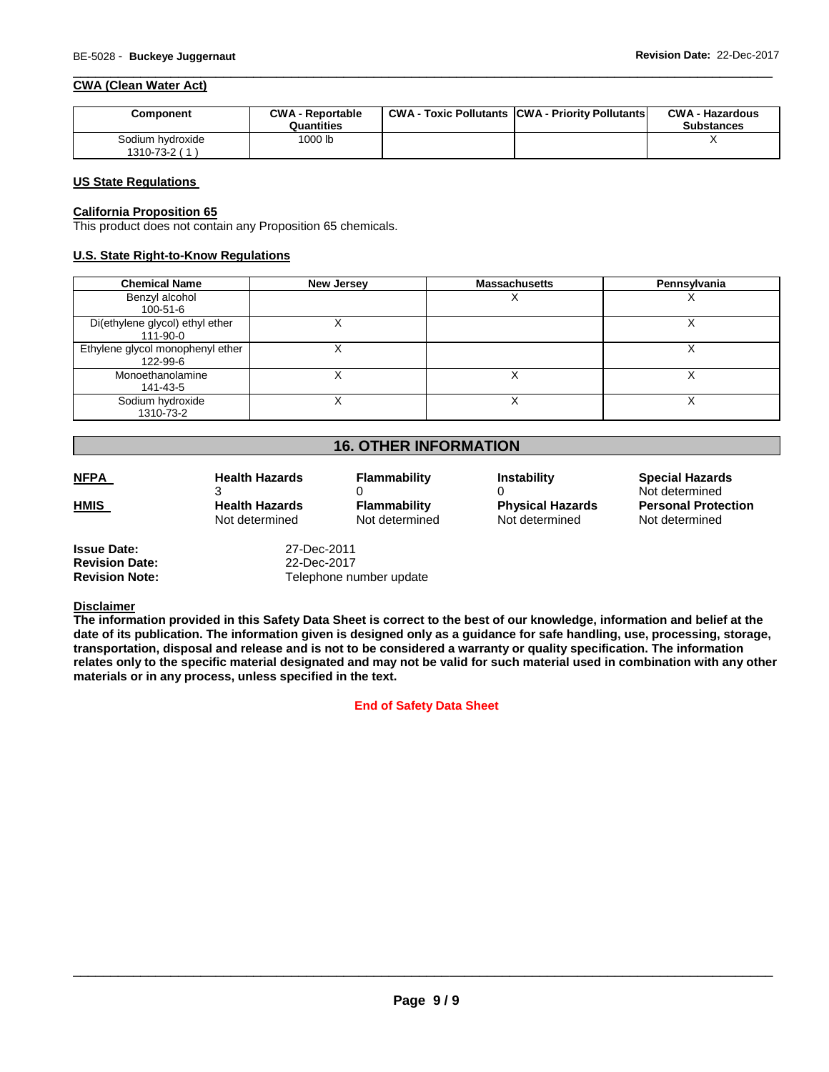#### CWA (Clean Water Act)

| Component | CWA - Reportable Quantities | CWA - Toxic Pollutants | CWA - Priority Pollutants | CWA - Hazardous Substances |
|---|---|---|---|---|
| Sodium hydroxide<br>1310-73-2 ( 1 ) | 1000 lb | | | X |

#### US State Regulations

#### California Proposition 65

This product does not contain any Proposition 65 chemicals.

#### U.S. State Right-to-Know Regulations

| Chemical Name | New Jersey | Massachusetts | Pennsylvania |
|---|---|---|---|
| Benzyl alcohol<br>100-51-6 | | X | X |
| Di(ethylene glycol) ethyl ether<br>111-90-0 | X | | X |
| Ethylene glycol monophenyl ether<br>122-99-6 | X | | X |
| Monoethanolamine<br>141-43-5 | X | X | X |
| Sodium hydroxide<br>1310-73-2 | X | X | X |

## 16. OTHER INFORMATION

| | | | | |
|---|---|---|---|---|
| **NFPA** | **Health Hazards**<br>3 | **Flammability**<br>0 | **Instability**<br>0 | **Special Hazards**<br>Not determined |
| **HMIS** | **Health Hazards**<br>Not determined | **Flammability**<br>Not determined | **Physical Hazards**<br>Not determined | **Personal Protection**<br>Not determined |

**Issue Date:** 27-Dec-2011
**Revision Date:** 22-Dec-2017
**Revision Note:** Telephone number update

#### Disclaimer

**The information provided in this Safety Data Sheet is correct to the best of our knowledge, information and belief at the date of its publication. The information given is designed only as a guidance for safe handling, use, processing, storage, transportation, disposal and release and is not to be considered a warranty or quality specification. The information relates only to the specific material designated and may not be valid for such material used in combination with any other materials or in any process, unless specified in the text.**

**End of Safety Data Sheet**